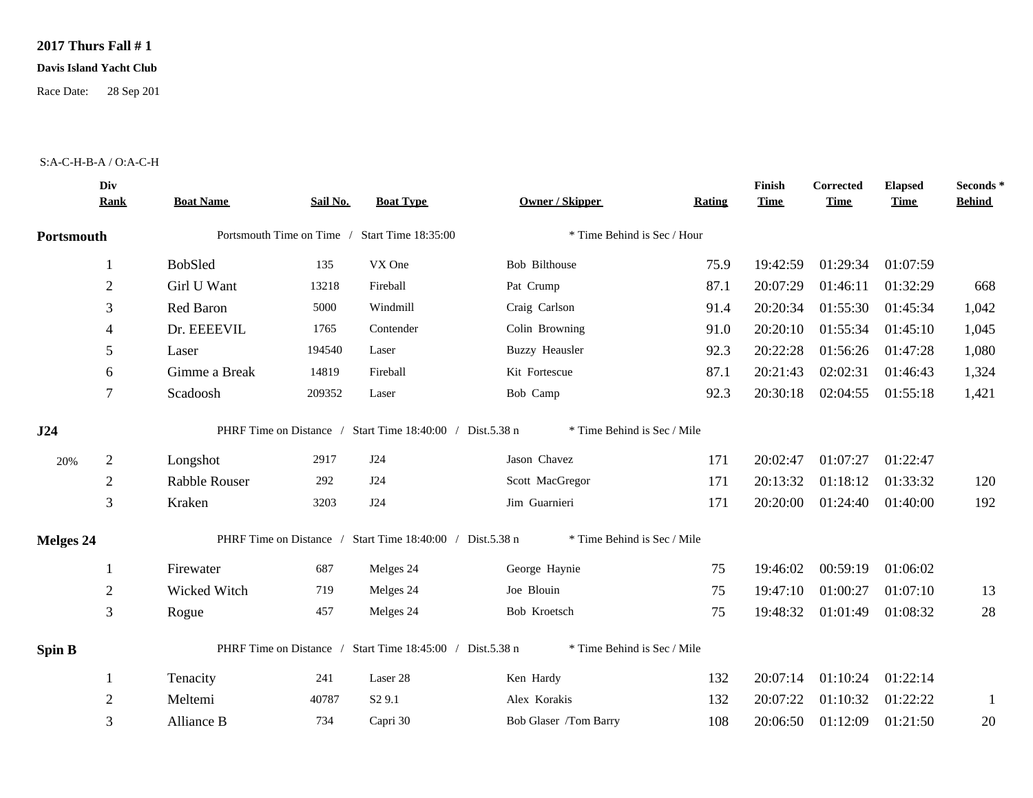**2017 Thurs Fall # 1**

**Davis Island Yacht Club**

Race Date: 28 Sep 201

S:A-C-H-B-A / O:A-C-H

| Div Rank | Boat Name | Sail No. | Boat Type | Owner / Skipper | Rating | Finish Time | Corrected Time | Elapsed Time | Seconds * Behind |
|---|---|---|---|---|---|---|---|---|---|
| **Portsmouth** | Portsmouth Time on Time / Start Time 18:35:00 | | | * Time Behind is Sec / Hour | | | | | |
| 1 | BobSled | 135 | VX One | Bob Bilthouse | 75.9 | 19:42:59 | 01:29:34 | 01:07:59 | |
| 2 | Girl U Want | 13218 | Fireball | Pat Crump | 87.1 | 20:07:29 | 01:46:11 | 01:32:29 | 668 |
| 3 | Red Baron | 5000 | Windmill | Craig Carlson | 91.4 | 20:20:34 | 01:55:30 | 01:45:34 | 1,042 |
| 4 | Dr. EEEEVIL | 1765 | Contender | Colin Browning | 91.0 | 20:20:10 | 01:55:34 | 01:45:10 | 1,045 |
| 5 | Laser | 194540 | Laser | Buzzy Heausler | 92.3 | 20:22:28 | 01:56:26 | 01:47:28 | 1,080 |
| 6 | Gimme a Break | 14819 | Fireball | Kit Fortescue | 87.1 | 20:21:43 | 02:02:31 | 01:46:43 | 1,324 |
| 7 | Scadoosh | 209352 | Laser | Bob Camp | 92.3 | 20:30:18 | 02:04:55 | 01:55:18 | 1,421 |
| **J24** | PHRF Time on Distance / Start Time 18:40:00 / Dist.5.38 n | | | * Time Behind is Sec / Mile | | | | | |
| 20% 2 | Longshot | 2917 | J24 | Jason Chavez | 171 | 20:02:47 | 01:07:27 | 01:22:47 | |
| 2 | Rabble Rouser | 292 | J24 | Scott MacGregor | 171 | 20:13:32 | 01:18:12 | 01:33:32 | 120 |
| 3 | Kraken | 3203 | J24 | Jim Guarnieri | 171 | 20:20:00 | 01:24:40 | 01:40:00 | 192 |
| **Melges 24** | PHRF Time on Distance / Start Time 18:40:00 / Dist.5.38 n | | | * Time Behind is Sec / Mile | | | | | |
| 1 | Firewater | 687 | Melges 24 | George Haynie | 75 | 19:46:02 | 00:59:19 | 01:06:02 | |
| 2 | Wicked Witch | 719 | Melges 24 | Joe Blouin | 75 | 19:47:10 | 01:00:27 | 01:07:10 | 13 |
| 3 | Rogue | 457 | Melges 24 | Bob Kroetsch | 75 | 19:48:32 | 01:01:49 | 01:08:32 | 28 |
| **Spin B** | PHRF Time on Distance / Start Time 18:45:00 / Dist.5.38 n | | | * Time Behind is Sec / Mile | | | | | |
| 1 | Tenacity | 241 | Laser 28 | Ken Hardy | 132 | 20:07:14 | 01:10:24 | 01:22:14 | |
| 2 | Meltemi | 40787 | S2 9.1 | Alex Korakis | 132 | 20:07:22 | 01:10:32 | 01:22:22 | 1 |
| 3 | Alliance B | 734 | Capri 30 | Bob Glaser /Tom Barry | 108 | 20:06:50 | 01:12:09 | 01:21:50 | 20 |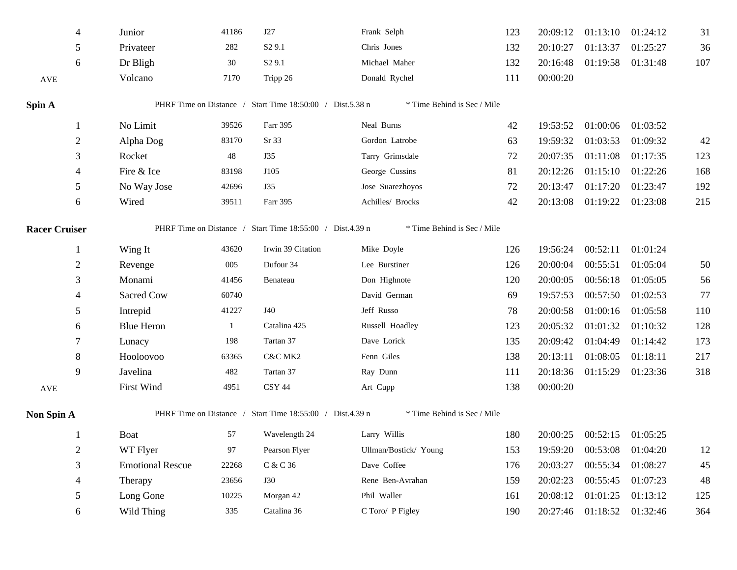| | | | | | | | | | |
|---|---|---|---|---|---|---|---|---|---|
| 4 | Junior | 41186 | J27 | Frank Selph | 123 | 20:09:12 | 01:13:10 | 01:24:12 | 31 |
| 5 | Privateer | 282 | S2 9.1 | Chris Jones | 132 | 20:10:27 | 01:13:37 | 01:25:27 | 36 |
| 6 | Dr Bligh | 30 | S2 9.1 | Michael Maher | 132 | 20:16:48 | 01:19:58 | 01:31:48 | 107 |
| AVE | Volcano | 7170 | Tripp 26 | Donald Rychel | 111 | 00:00:20 | | | |

**Spin A** PHRF Time on Distance / Start Time 18:50:00 / Dist.5.38 n * Time Behind is Sec / Mile

| | | | | | | | | | |
|---|---|---|---|---|---|---|---|---|---|
| 1 | No Limit | 39526 | Farr 395 | Neal Burns | 42 | 19:53:52 | 01:00:06 | 01:03:52 | |
| 2 | Alpha Dog | 83170 | Sr 33 | Gordon Latrobe | 63 | 19:59:32 | 01:03:53 | 01:09:32 | 42 |
| 3 | Rocket | 48 | J35 | Tarry Grimsdale | 72 | 20:07:35 | 01:11:08 | 01:17:35 | 123 |
| 4 | Fire & Ice | 83198 | J105 | George Cussins | 81 | 20:12:26 | 01:15:10 | 01:22:26 | 168 |
| 5 | No Way Jose | 42696 | J35 | Jose Suarezhoyos | 72 | 20:13:47 | 01:17:20 | 01:23:47 | 192 |
| 6 | Wired | 39511 | Farr 395 | Achilles/ Brocks | 42 | 20:13:08 | 01:19:22 | 01:23:08 | 215 |

**Racer Cruiser** PHRF Time on Distance / Start Time 18:55:00 / Dist.4.39 n * Time Behind is Sec / Mile

| | | | | | | | | | |
|---|---|---|---|---|---|---|---|---|---|
| 1 | Wing It | 43620 | Irwin 39 Citation | Mike Doyle | 126 | 19:56:24 | 00:52:11 | 01:01:24 | |
| 2 | Revenge | 005 | Dufour 34 | Lee Burstiner | 126 | 20:00:04 | 00:55:51 | 01:05:04 | 50 |
| 3 | Monami | 41456 | Benateau | Don Highnote | 120 | 20:00:05 | 00:56:18 | 01:05:05 | 56 |
| 4 | Sacred Cow | 60740 | | David German | 69 | 19:57:53 | 00:57:50 | 01:02:53 | 77 |
| 5 | Intrepid | 41227 | J40 | Jeff Russo | 78 | 20:00:58 | 01:00:16 | 01:05:58 | 110 |
| 6 | Blue Heron | 1 | Catalina 425 | Russell Hoadley | 123 | 20:05:32 | 01:01:32 | 01:10:32 | 128 |
| 7 | Lunacy | 198 | Tartan 37 | Dave Lorick | 135 | 20:09:42 | 01:04:49 | 01:14:42 | 173 |
| 8 | Hooloovoo | 63365 | C&C MK2 | Fenn Giles | 138 | 20:13:11 | 01:08:05 | 01:18:11 | 217 |
| 9 | Javelina | 482 | Tartan 37 | Ray Dunn | 111 | 20:18:36 | 01:15:29 | 01:23:36 | 318 |
| AVE | First Wind | 4951 | CSY 44 | Art Cupp | 138 | 00:00:20 | | | |

**Non Spin A** PHRF Time on Distance / Start Time 18:55:00 / Dist.4.39 n * Time Behind is Sec / Mile

| | | | | | | | | | |
|---|---|---|---|---|---|---|---|---|---|
| 1 | Boat | 57 | Wavelength 24 | Larry Willis | 180 | 20:00:25 | 00:52:15 | 01:05:25 | |
| 2 | WT Flyer | 97 | Pearson Flyer | Ullman/Bostick/ Young | 153 | 19:59:20 | 00:53:08 | 01:04:20 | 12 |
| 3 | Emotional Rescue | 22268 | C & C 36 | Dave Coffee | 176 | 20:03:27 | 00:55:34 | 01:08:27 | 45 |
| 4 | Therapy | 23656 | J30 | Rene Ben-Avrahan | 159 | 20:02:23 | 00:55:45 | 01:07:23 | 48 |
| 5 | Long Gone | 10225 | Morgan 42 | Phil Waller | 161 | 20:08:12 | 01:01:25 | 01:13:12 | 125 |
| 6 | Wild Thing | 335 | Catalina 36 | C Toro/ P Figley | 190 | 20:27:46 | 01:18:52 | 01:32:46 | 364 |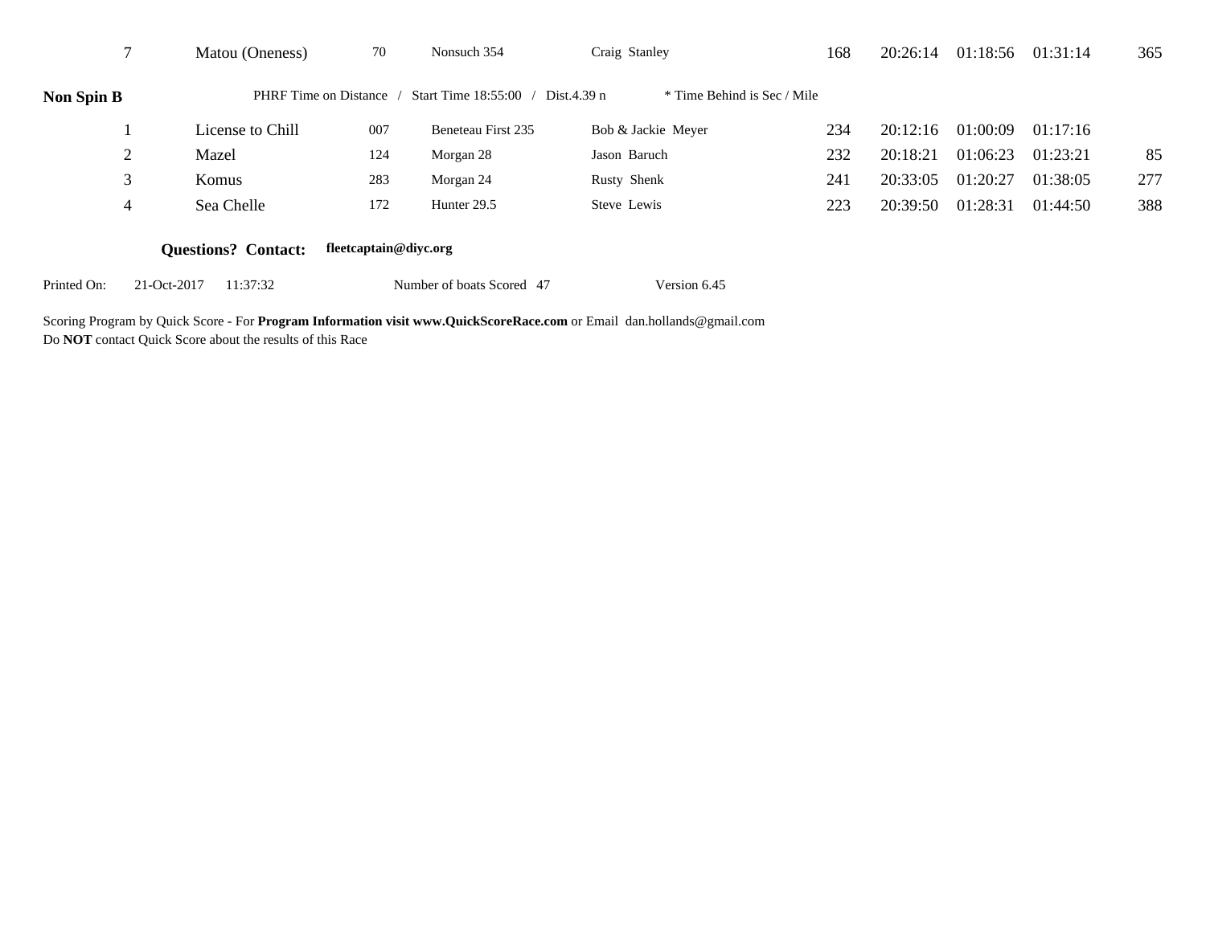| | | | | | | | | | |
|---|---|---|---|---|---|---|---|---|---|
| 7 | Matou (Oneness) | 70 | Nonsuch 354 | Craig Stanley | 168 | 20:26:14 | 01:18:56 | 01:31:14 | 365 |

**Non Spin B** PHRF Time on Distance / Start Time 18:55:00 / Dist.4.39 n * Time Behind is Sec / Mile

| | | | | | | | | | |
|---|---|---|---|---|---|---|---|---|---|
| 1 | License to Chill | 007 | Beneteau First 235 | Bob & Jackie Meyer | 234 | 20:12:16 | 01:00:09 | 01:17:16 | |
| 2 | Mazel | 124 | Morgan 28 | Jason Baruch | 232 | 20:18:21 | 01:06:23 | 01:23:21 | 85 |
| 3 | Komus | 283 | Morgan 24 | Rusty Shenk | 241 | 20:33:05 | 01:20:27 | 01:38:05 | 277 |
| 4 | Sea Chelle | 172 | Hunter 29.5 | Steve Lewis | 223 | 20:39:50 | 01:28:31 | 01:44:50 | 388 |

**Questions? Contact:** **fleetcaptain@diyc.org**

Printed On: 21-Oct-2017 11:37:32 Number of boats Scored 47 Version 6.45

Scoring Program by Quick Score - For **Program Information visit www.QuickScoreRace.com** or Email dan.hollands@gmail.com
Do **NOT** contact Quick Score about the results of this Race